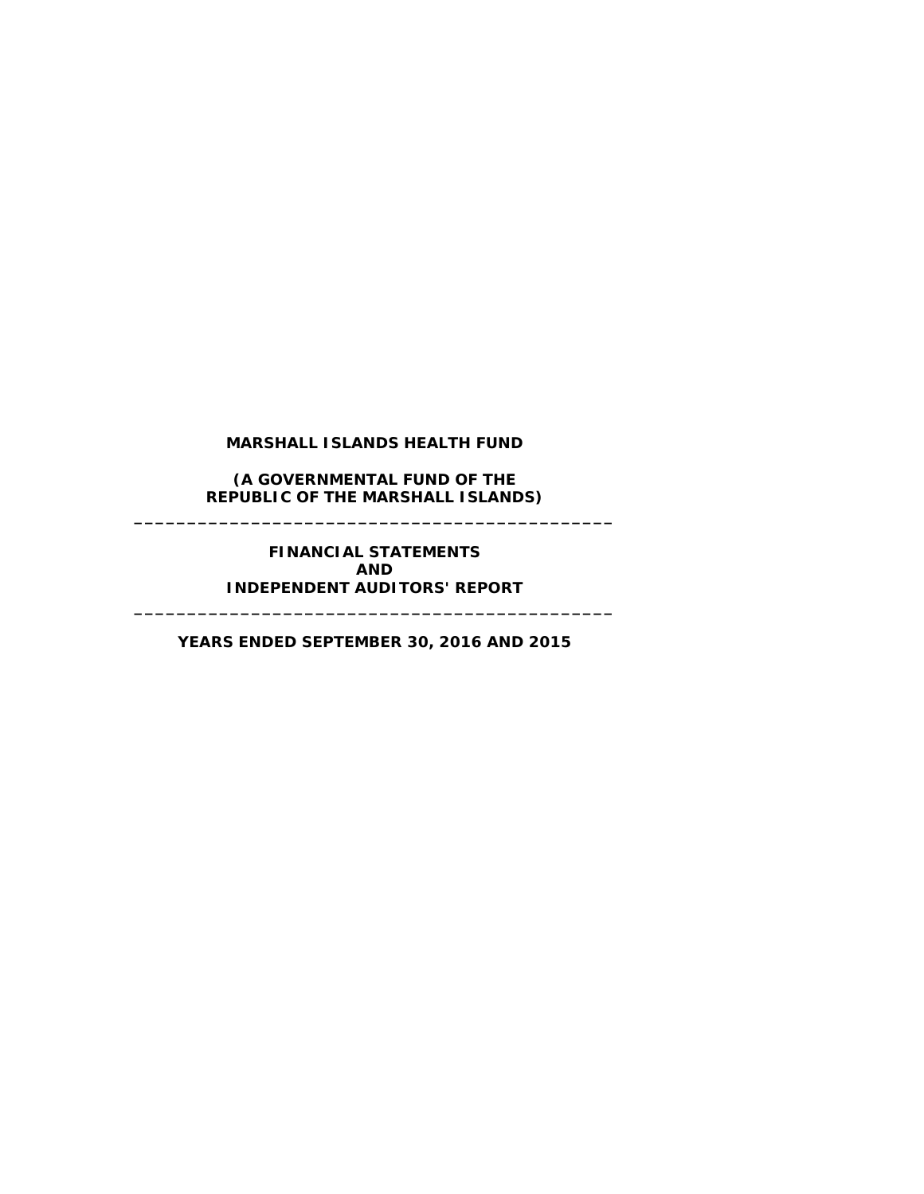# MARSHALL ISLANDS HEALTH FUND

**(A GOVERNMENTAL FUND OF THE REPUBLIC OF THE MARSHALL ISLANDS)**

---

**FINANCIAL STATEMENTS AND INDEPENDENT AUDITORS' REPORT**

---

**YEARS ENDED SEPTEMBER 30, 2016 AND 2015**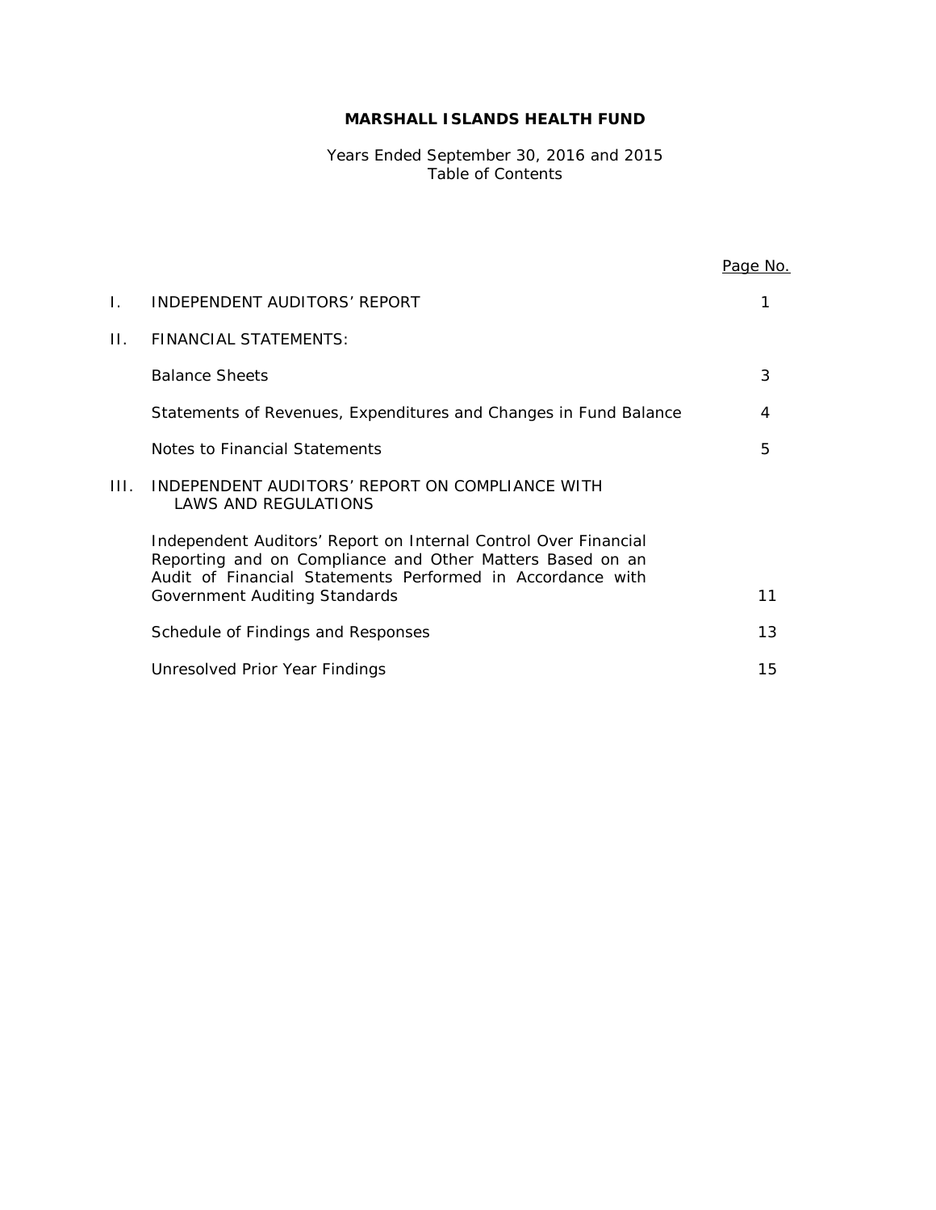# MARSHALL ISLANDS HEALTH FUND

Years Ended September 30, 2016 and 2015
Table of Contents

| | | Page No. |
|---|---|---|
| I. | INDEPENDENT AUDITORS' REPORT | 1 |
| II. | FINANCIAL STATEMENTS: | |
| | Balance Sheets | 3 |
| | Statements of Revenues, Expenditures and Changes in Fund Balance | 4 |
| | Notes to Financial Statements | 5 |
| III. | INDEPENDENT AUDITORS' REPORT ON COMPLIANCE WITH LAWS AND REGULATIONS | |
| | Independent Auditors' Report on Internal Control Over Financial Reporting and on Compliance and Other Matters Based on an Audit of Financial Statements Performed in Accordance with Government Auditing Standards | 11 |
| | Schedule of Findings and Responses | 13 |
| | Unresolved Prior Year Findings | 15 |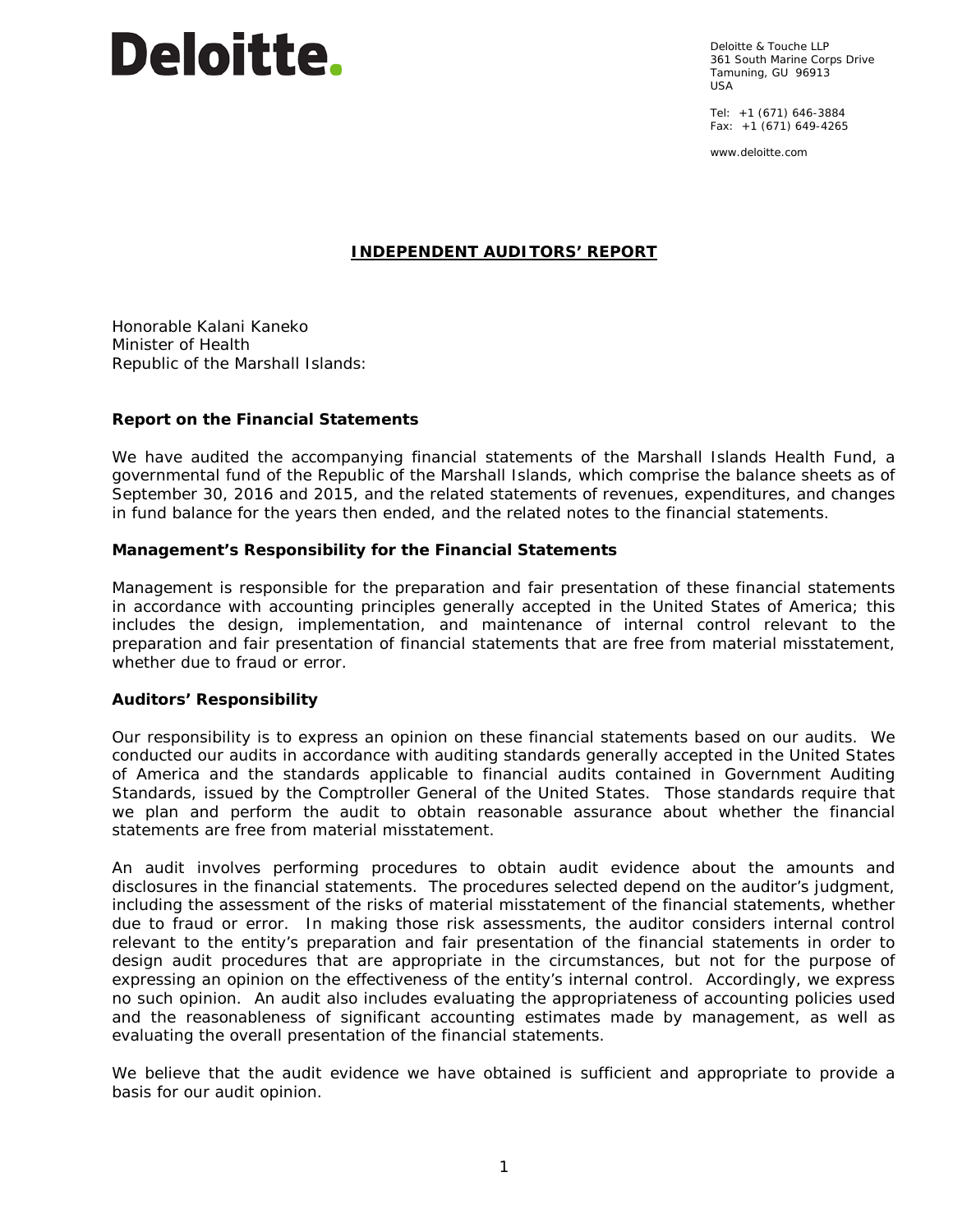Deloitte.

Deloitte & Touche LLP
361 South Marine Corps Drive
Tamuning, GU 96913
USA

Tel: +1 (671) 646-3884
Fax: +1 (671) 649-4265

www.deloitte.com

# INDEPENDENT AUDITORS' REPORT

Honorable Kalani Kaneko
Minister of Health
Republic of the Marshall Islands:

## Report on the Financial Statements

We have audited the accompanying financial statements of the Marshall Islands Health Fund, a governmental fund of the Republic of the Marshall Islands, which comprise the balance sheets as of September 30, 2016 and 2015, and the related statements of revenues, expenditures, and changes in fund balance for the years then ended, and the related notes to the financial statements.

## Management's Responsibility for the Financial Statements

Management is responsible for the preparation and fair presentation of these financial statements in accordance with accounting principles generally accepted in the United States of America; this includes the design, implementation, and maintenance of internal control relevant to the preparation and fair presentation of financial statements that are free from material misstatement, whether due to fraud or error.

## Auditors' Responsibility

Our responsibility is to express an opinion on these financial statements based on our audits. We conducted our audits in accordance with auditing standards generally accepted in the United States of America and the standards applicable to financial audits contained in Government Auditing Standards, issued by the Comptroller General of the United States. Those standards require that we plan and perform the audit to obtain reasonable assurance about whether the financial statements are free from material misstatement.

An audit involves performing procedures to obtain audit evidence about the amounts and disclosures in the financial statements. The procedures selected depend on the auditor's judgment, including the assessment of the risks of material misstatement of the financial statements, whether due to fraud or error. In making those risk assessments, the auditor considers internal control relevant to the entity's preparation and fair presentation of the financial statements in order to design audit procedures that are appropriate in the circumstances, but not for the purpose of expressing an opinion on the effectiveness of the entity's internal control. Accordingly, we express no such opinion. An audit also includes evaluating the appropriateness of accounting policies used and the reasonableness of significant accounting estimates made by management, as well as evaluating the overall presentation of the financial statements.

We believe that the audit evidence we have obtained is sufficient and appropriate to provide a basis for our audit opinion.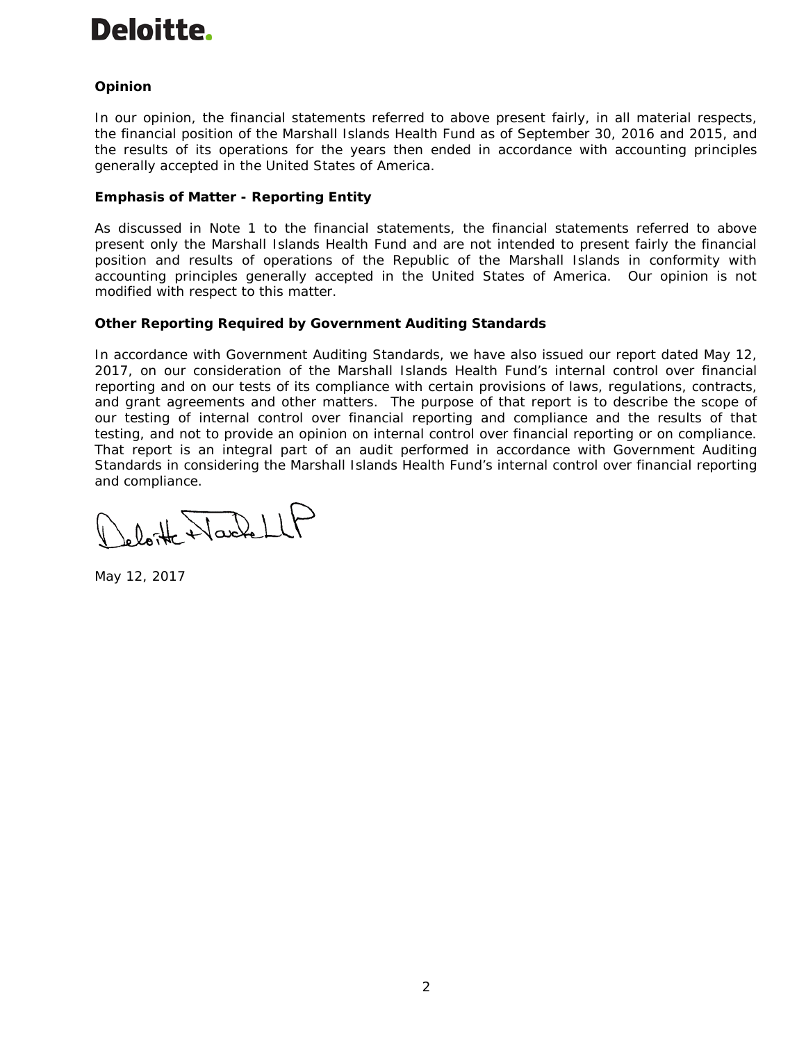**Deloitte.**

### Opinion

In our opinion, the financial statements referred to above present fairly, in all material respects, the financial position of the Marshall Islands Health Fund as of September 30, 2016 and 2015, and the results of its operations for the years then ended in accordance with accounting principles generally accepted in the United States of America.

### Emphasis of Matter - Reporting Entity

As discussed in Note 1 to the financial statements, the financial statements referred to above present only the Marshall Islands Health Fund and are not intended to present fairly the financial position and results of operations of the Republic of the Marshall Islands in conformity with accounting principles generally accepted in the United States of America. Our opinion is not modified with respect to this matter.

### Other Reporting Required by Government Auditing Standards

In accordance with Government Auditing Standards, we have also issued our report dated May 12, 2017, on our consideration of the Marshall Islands Health Fund's internal control over financial reporting and on our tests of its compliance with certain provisions of laws, regulations, contracts, and grant agreements and other matters. The purpose of that report is to describe the scope of our testing of internal control over financial reporting and compliance and the results of that testing, and not to provide an opinion on internal control over financial reporting or on compliance. That report is an integral part of an audit performed in accordance with Government Auditing Standards in considering the Marshall Islands Health Fund's internal control over financial reporting and compliance.

Deloitte & Touche LLP

May 12, 2017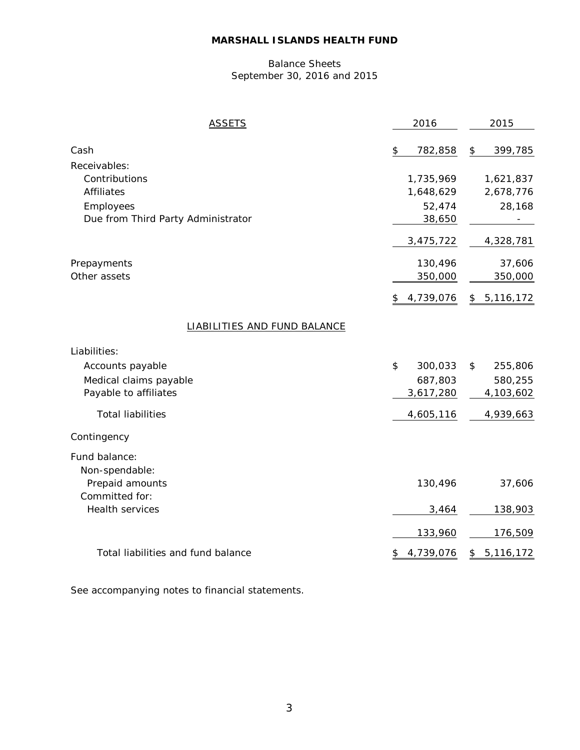**MARSHALL ISLANDS HEALTH FUND**

Balance Sheets
September 30, 2016 and 2015

| ASSETS | 2016 | 2015 |
|---|---|---|
| Cash | $ 782,858 | $ 399,785 |
| Receivables: | | |
| Contributions | 1,735,969 | 1,621,837 |
| Affiliates | 1,648,629 | 2,678,776 |
| Employees | 52,474 | 28,168 |
| Due from Third Party Administrator | 38,650 | - |
| | 3,475,722 | 4,328,781 |
| Prepayments | 130,496 | 37,606 |
| Other assets | 350,000 | 350,000 |
| | $ 4,739,076 | $ 5,116,172 |
| **LIABILITIES AND FUND BALANCE** | | |
| Liabilities: | | |
| Accounts payable | $ 300,033 | $ 255,806 |
| Medical claims payable | 687,803 | 580,255 |
| Payable to affiliates | 3,617,280 | 4,103,602 |
| Total liabilities | 4,605,116 | 4,939,663 |
| Contingency | | |
| Fund balance: | | |
| Non-spendable: | | |
| Prepaid amounts | 130,496 | 37,606 |
| Committed for: | | |
| Health services | 3,464 | 138,903 |
| | 133,960 | 176,509 |
| Total liabilities and fund balance | $ 4,739,076 | $ 5,116,172 |

See accompanying notes to financial statements.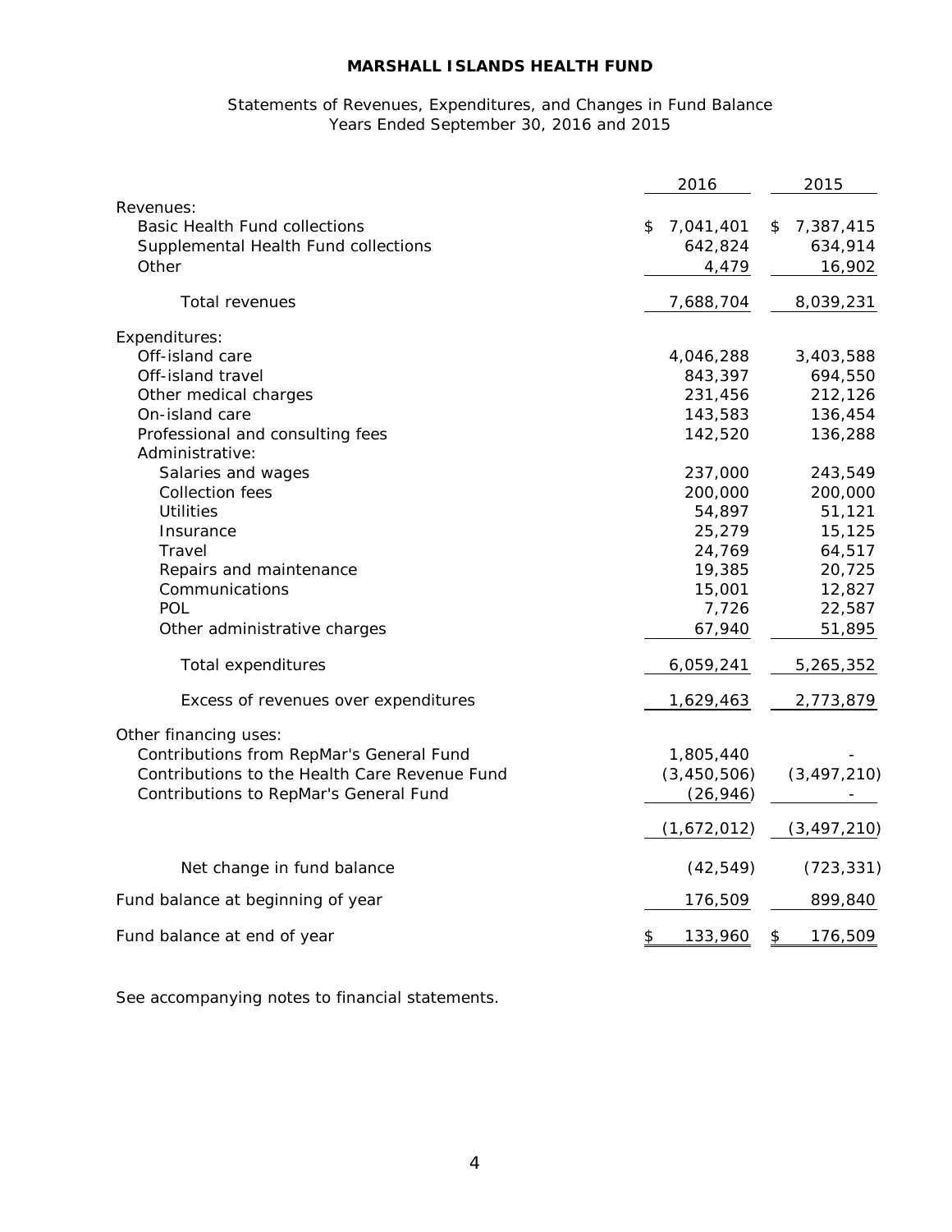# MARSHALL ISLANDS HEALTH FUND

Statements of Revenues, Expenditures, and Changes in Fund Balance
Years Ended September 30, 2016 and 2015

| | 2016 | 2015 |
|---|---|---|
| Revenues: | | |
| Basic Health Fund collections | $ 7,041,401 | $ 7,387,415 |
| Supplemental Health Fund collections | 642,824 | 634,914 |
| Other | 4,479 | 16,902 |
| Total revenues | 7,688,704 | 8,039,231 |
| Expenditures: | | |
| Off-island care | 4,046,288 | 3,403,588 |
| Off-island travel | 843,397 | 694,550 |
| Other medical charges | 231,456 | 212,126 |
| On-island care | 143,583 | 136,454 |
| Professional and consulting fees | 142,520 | 136,288 |
| Administrative: | | |
| Salaries and wages | 237,000 | 243,549 |
| Collection fees | 200,000 | 200,000 |
| Utilities | 54,897 | 51,121 |
| Insurance | 25,279 | 15,125 |
| Travel | 24,769 | 64,517 |
| Repairs and maintenance | 19,385 | 20,725 |
| Communications | 15,001 | 12,827 |
| POL | 7,726 | 22,587 |
| Other administrative charges | 67,940 | 51,895 |
| Total expenditures | 6,059,241 | 5,265,352 |
| Excess of revenues over expenditures | 1,629,463 | 2,773,879 |
| Other financing uses: | | |
| Contributions from RepMar's General Fund | 1,805,440 | - |
| Contributions to the Health Care Revenue Fund | (3,450,506) | (3,497,210) |
| Contributions to RepMar's General Fund | (26,946) | - |
| | (1,672,012) | (3,497,210) |
| Net change in fund balance | (42,549) | (723,331) |
| Fund balance at beginning of year | 176,509 | 899,840 |
| Fund balance at end of year | $ 133,960 | $ 176,509 |

See accompanying notes to financial statements.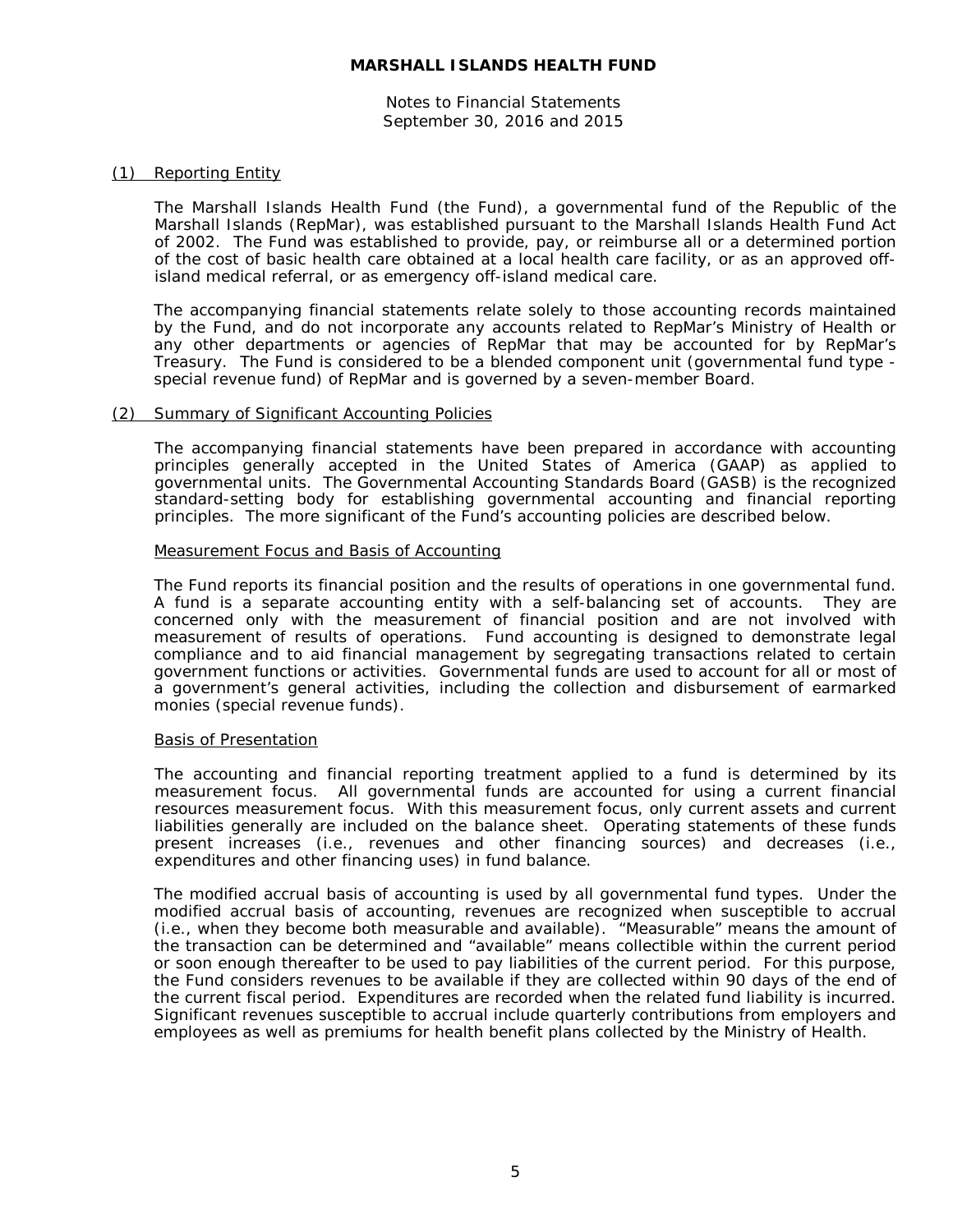**MARSHALL ISLANDS HEALTH FUND**

Notes to Financial Statements
September 30, 2016 and 2015

## (1) Reporting Entity

The Marshall Islands Health Fund (the Fund), a governmental fund of the Republic of the Marshall Islands (RepMar), was established pursuant to the Marshall Islands Health Fund Act of 2002. The Fund was established to provide, pay, or reimburse all or a determined portion of the cost of basic health care obtained at a local health care facility, or as an approved off-island medical referral, or as emergency off-island medical care.

The accompanying financial statements relate solely to those accounting records maintained by the Fund, and do not incorporate any accounts related to RepMar's Ministry of Health or any other departments or agencies of RepMar that may be accounted for by RepMar's Treasury. The Fund is considered to be a blended component unit (governmental fund type - special revenue fund) of RepMar and is governed by a seven-member Board.

## (2) Summary of Significant Accounting Policies

The accompanying financial statements have been prepared in accordance with accounting principles generally accepted in the United States of America (GAAP) as applied to governmental units. The Governmental Accounting Standards Board (GASB) is the recognized standard-setting body for establishing governmental accounting and financial reporting principles. The more significant of the Fund's accounting policies are described below.

### Measurement Focus and Basis of Accounting

The Fund reports its financial position and the results of operations in one governmental fund. A fund is a separate accounting entity with a self-balancing set of accounts. They are concerned only with the measurement of financial position and are not involved with measurement of results of operations. Fund accounting is designed to demonstrate legal compliance and to aid financial management by segregating transactions related to certain government functions or activities. Governmental funds are used to account for all or most of a government's general activities, including the collection and disbursement of earmarked monies (special revenue funds).

### Basis of Presentation

The accounting and financial reporting treatment applied to a fund is determined by its measurement focus. All governmental funds are accounted for using a current financial resources measurement focus. With this measurement focus, only current assets and current liabilities generally are included on the balance sheet. Operating statements of these funds present increases (i.e., revenues and other financing sources) and decreases (i.e., expenditures and other financing uses) in fund balance.

The modified accrual basis of accounting is used by all governmental fund types. Under the modified accrual basis of accounting, revenues are recognized when susceptible to accrual (i.e., when they become both measurable and available). "Measurable" means the amount of the transaction can be determined and "available" means collectible within the current period or soon enough thereafter to be used to pay liabilities of the current period. For this purpose, the Fund considers revenues to be available if they are collected within 90 days of the end of the current fiscal period. Expenditures are recorded when the related fund liability is incurred. Significant revenues susceptible to accrual include quarterly contributions from employers and employees as well as premiums for health benefit plans collected by the Ministry of Health.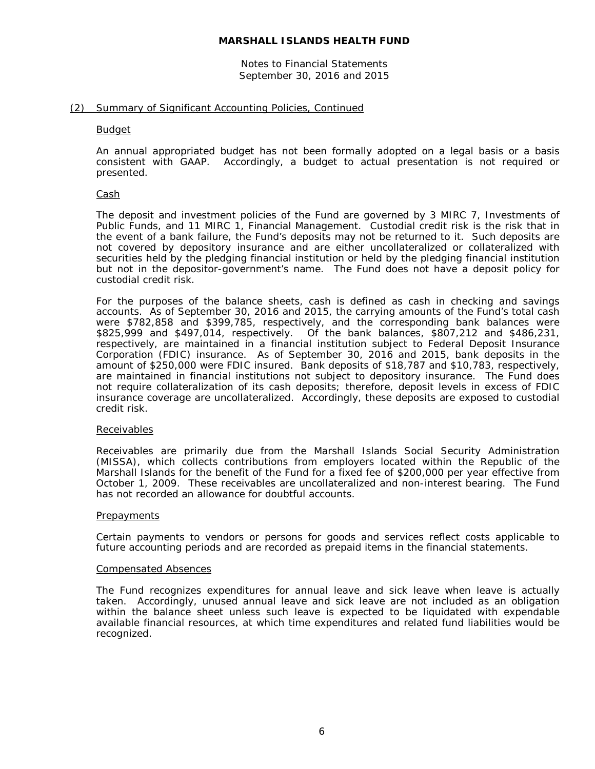## (2) Summary of Significant Accounting Policies, Continued

### Budget

An annual appropriated budget has not been formally adopted on a legal basis or a basis consistent with GAAP. Accordingly, a budget to actual presentation is not required or presented.

### Cash

The deposit and investment policies of the Fund are governed by 3 MIRC 7, Investments of Public Funds, and 11 MIRC 1, Financial Management. Custodial credit risk is the risk that in the event of a bank failure, the Fund's deposits may not be returned to it. Such deposits are not covered by depository insurance and are either uncollateralized or collateralized with securities held by the pledging financial institution or held by the pledging financial institution but not in the depositor-government's name. The Fund does not have a deposit policy for custodial credit risk.

For the purposes of the balance sheets, cash is defined as cash in checking and savings accounts. As of September 30, 2016 and 2015, the carrying amounts of the Fund's total cash were $782,858 and $399,785, respectively, and the corresponding bank balances were $825,999 and $497,014, respectively. Of the bank balances, $807,212 and $486,231, respectively, are maintained in a financial institution subject to Federal Deposit Insurance Corporation (FDIC) insurance. As of September 30, 2016 and 2015, bank deposits in the amount of $250,000 were FDIC insured. Bank deposits of $18,787 and $10,783, respectively, are maintained in financial institutions not subject to depository insurance. The Fund does not require collateralization of its cash deposits; therefore, deposit levels in excess of FDIC insurance coverage are uncollateralized. Accordingly, these deposits are exposed to custodial credit risk.

### Receivables

Receivables are primarily due from the Marshall Islands Social Security Administration (MISSA), which collects contributions from employers located within the Republic of the Marshall Islands for the benefit of the Fund for a fixed fee of $200,000 per year effective from October 1, 2009. These receivables are uncollateralized and non-interest bearing. The Fund has not recorded an allowance for doubtful accounts.

### Prepayments

Certain payments to vendors or persons for goods and services reflect costs applicable to future accounting periods and are recorded as prepaid items in the financial statements.

### Compensated Absences

The Fund recognizes expenditures for annual leave and sick leave when leave is actually taken. Accordingly, unused annual leave and sick leave are not included as an obligation within the balance sheet unless such leave is expected to be liquidated with expendable available financial resources, at which time expenditures and related fund liabilities would be recognized.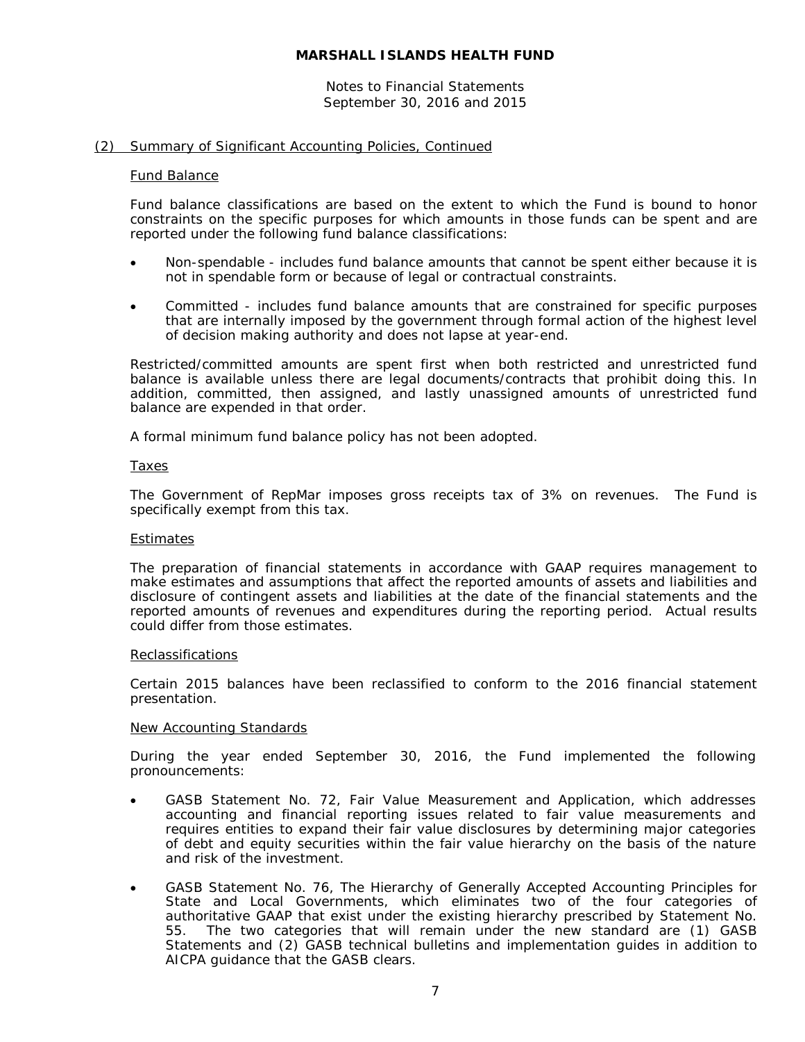## (2) Summary of Significant Accounting Policies, Continued

### Fund Balance

Fund balance classifications are based on the extent to which the Fund is bound to honor constraints on the specific purposes for which amounts in those funds can be spent and are reported under the following fund balance classifications:

- Non-spendable - includes fund balance amounts that cannot be spent either because it is not in spendable form or because of legal or contractual constraints.

- Committed - includes fund balance amounts that are constrained for specific purposes that are internally imposed by the government through formal action of the highest level of decision making authority and does not lapse at year-end.

Restricted/committed amounts are spent first when both restricted and unrestricted fund balance is available unless there are legal documents/contracts that prohibit doing this. In addition, committed, then assigned, and lastly unassigned amounts of unrestricted fund balance are expended in that order.

A formal minimum fund balance policy has not been adopted.

### Taxes

The Government of RepMar imposes gross receipts tax of 3% on revenues. The Fund is specifically exempt from this tax.

### Estimates

The preparation of financial statements in accordance with GAAP requires management to make estimates and assumptions that affect the reported amounts of assets and liabilities and disclosure of contingent assets and liabilities at the date of the financial statements and the reported amounts of revenues and expenditures during the reporting period. Actual results could differ from those estimates.

### Reclassifications

Certain 2015 balances have been reclassified to conform to the 2016 financial statement presentation.

### New Accounting Standards

During the year ended September 30, 2016, the Fund implemented the following pronouncements:

- GASB Statement No. 72, Fair Value Measurement and Application, which addresses accounting and financial reporting issues related to fair value measurements and requires entities to expand their fair value disclosures by determining major categories of debt and equity securities within the fair value hierarchy on the basis of the nature and risk of the investment.

- GASB Statement No. 76, The Hierarchy of Generally Accepted Accounting Principles for State and Local Governments, which eliminates two of the four categories of authoritative GAAP that exist under the existing hierarchy prescribed by Statement No. 55. The two categories that will remain under the new standard are (1) GASB Statements and (2) GASB technical bulletins and implementation guides in addition to AICPA guidance that the GASB clears.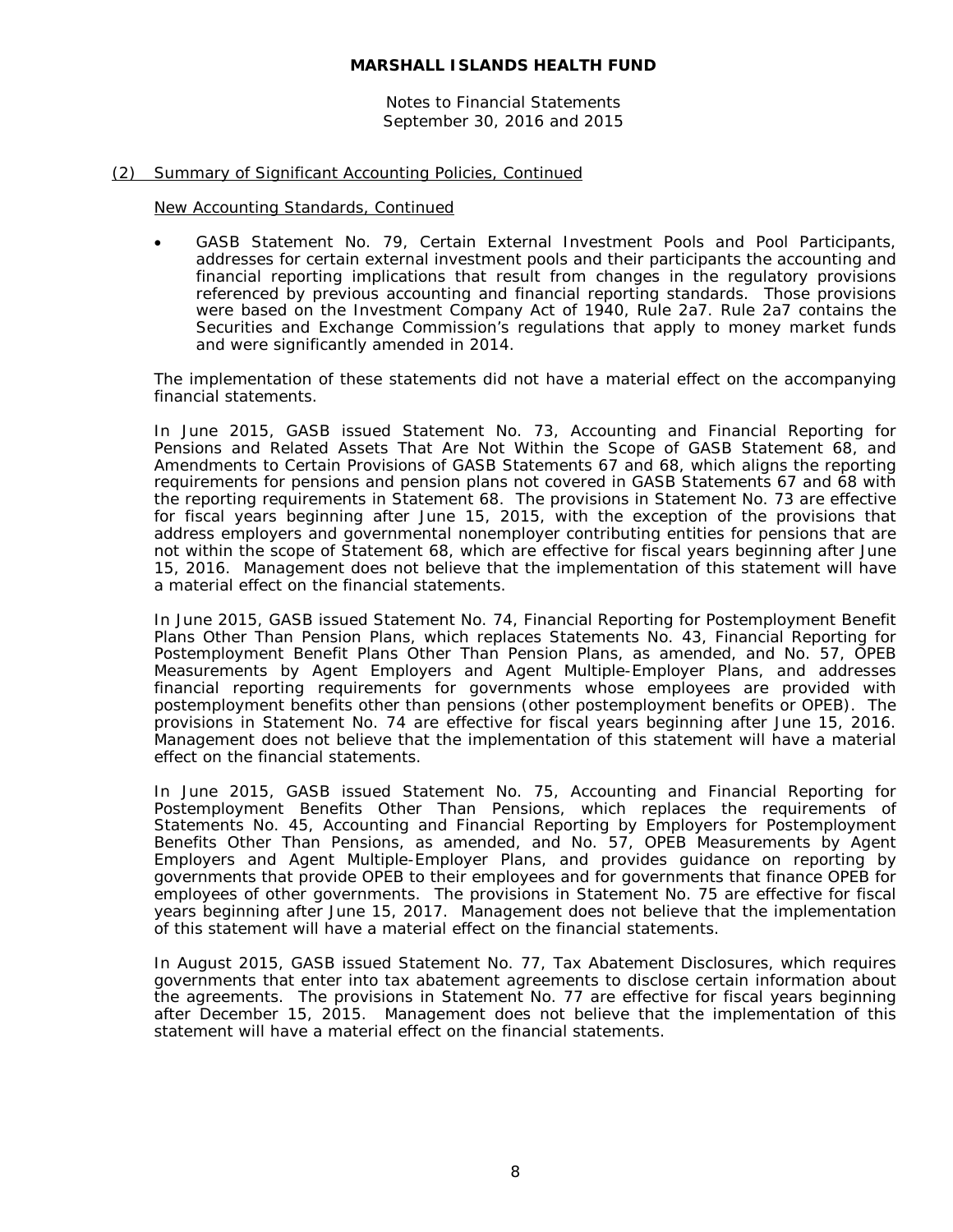## (2) Summary of Significant Accounting Policies, Continued

New Accounting Standards, Continued

- GASB Statement No. 79, Certain External Investment Pools and Pool Participants, addresses for certain external investment pools and their participants the accounting and financial reporting implications that result from changes in the regulatory provisions referenced by previous accounting and financial reporting standards. Those provisions were based on the Investment Company Act of 1940, Rule 2a7. Rule 2a7 contains the Securities and Exchange Commission's regulations that apply to money market funds and were significantly amended in 2014.

The implementation of these statements did not have a material effect on the accompanying financial statements.

In June 2015, GASB issued Statement No. 73, Accounting and Financial Reporting for Pensions and Related Assets That Are Not Within the Scope of GASB Statement 68, and Amendments to Certain Provisions of GASB Statements 67 and 68, which aligns the reporting requirements for pensions and pension plans not covered in GASB Statements 67 and 68 with the reporting requirements in Statement 68. The provisions in Statement No. 73 are effective for fiscal years beginning after June 15, 2015, with the exception of the provisions that address employers and governmental nonemployer contributing entities for pensions that are not within the scope of Statement 68, which are effective for fiscal years beginning after June 15, 2016. Management does not believe that the implementation of this statement will have a material effect on the financial statements.

In June 2015, GASB issued Statement No. 74, Financial Reporting for Postemployment Benefit Plans Other Than Pension Plans, which replaces Statements No. 43, Financial Reporting for Postemployment Benefit Plans Other Than Pension Plans, as amended, and No. 57, OPEB Measurements by Agent Employers and Agent Multiple-Employer Plans, and addresses financial reporting requirements for governments whose employees are provided with postemployment benefits other than pensions (other postemployment benefits or OPEB). The provisions in Statement No. 74 are effective for fiscal years beginning after June 15, 2016. Management does not believe that the implementation of this statement will have a material effect on the financial statements.

In June 2015, GASB issued Statement No. 75, Accounting and Financial Reporting for Postemployment Benefits Other Than Pensions, which replaces the requirements of Statements No. 45, Accounting and Financial Reporting by Employers for Postemployment Benefits Other Than Pensions, as amended, and No. 57, OPEB Measurements by Agent Employers and Agent Multiple-Employer Plans, and provides guidance on reporting by governments that provide OPEB to their employees and for governments that finance OPEB for employees of other governments. The provisions in Statement No. 75 are effective for fiscal years beginning after June 15, 2017. Management does not believe that the implementation of this statement will have a material effect on the financial statements.

In August 2015, GASB issued Statement No. 77, Tax Abatement Disclosures, which requires governments that enter into tax abatement agreements to disclose certain information about the agreements. The provisions in Statement No. 77 are effective for fiscal years beginning after December 15, 2015. Management does not believe that the implementation of this statement will have a material effect on the financial statements.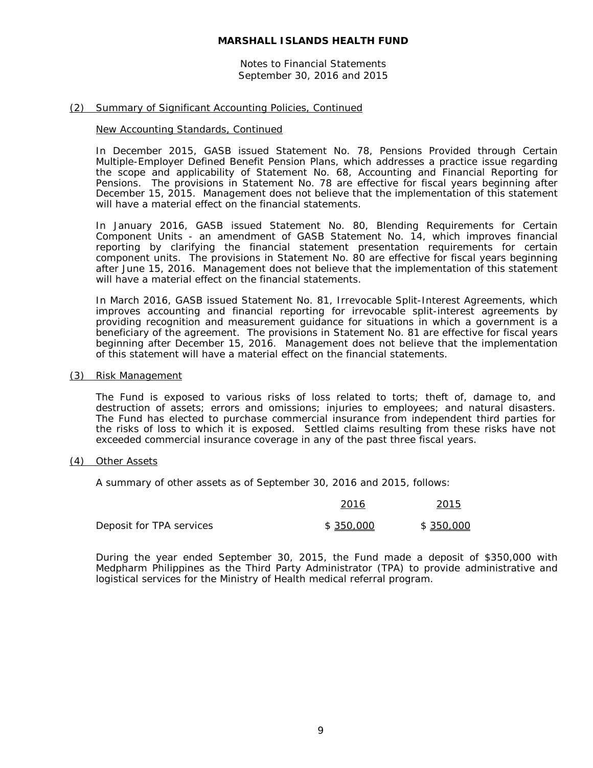# MARSHALL ISLANDS HEALTH FUND

Notes to Financial Statements
September 30, 2016 and 2015

## (2) Summary of Significant Accounting Policies, Continued

### New Accounting Standards, Continued

In December 2015, GASB issued Statement No. 78, Pensions Provided through Certain Multiple-Employer Defined Benefit Pension Plans, which addresses a practice issue regarding the scope and applicability of Statement No. 68, Accounting and Financial Reporting for Pensions. The provisions in Statement No. 78 are effective for fiscal years beginning after December 15, 2015. Management does not believe that the implementation of this statement will have a material effect on the financial statements.

In January 2016, GASB issued Statement No. 80, Blending Requirements for Certain Component Units - an amendment of GASB Statement No. 14, which improves financial reporting by clarifying the financial statement presentation requirements for certain component units. The provisions in Statement No. 80 are effective for fiscal years beginning after June 15, 2016. Management does not believe that the implementation of this statement will have a material effect on the financial statements.

In March 2016, GASB issued Statement No. 81, Irrevocable Split-Interest Agreements, which improves accounting and financial reporting for irrevocable split-interest agreements by providing recognition and measurement guidance for situations in which a government is a beneficiary of the agreement. The provisions in Statement No. 81 are effective for fiscal years beginning after December 15, 2016. Management does not believe that the implementation of this statement will have a material effect on the financial statements.

## (3) Risk Management

The Fund is exposed to various risks of loss related to torts; theft of, damage to, and destruction of assets; errors and omissions; injuries to employees; and natural disasters. The Fund has elected to purchase commercial insurance from independent third parties for the risks of loss to which it is exposed. Settled claims resulting from these risks have not exceeded commercial insurance coverage in any of the past three fiscal years.

## (4) Other Assets

A summary of other assets as of September 30, 2016 and 2015, follows:

| | 2016 | 2015 |
|---|---|---|
| Deposit for TPA services | $ 350,000 | $ 350,000 |

During the year ended September 30, 2015, the Fund made a deposit of $350,000 with Medpharm Philippines as the Third Party Administrator (TPA) to provide administrative and logistical services for the Ministry of Health medical referral program.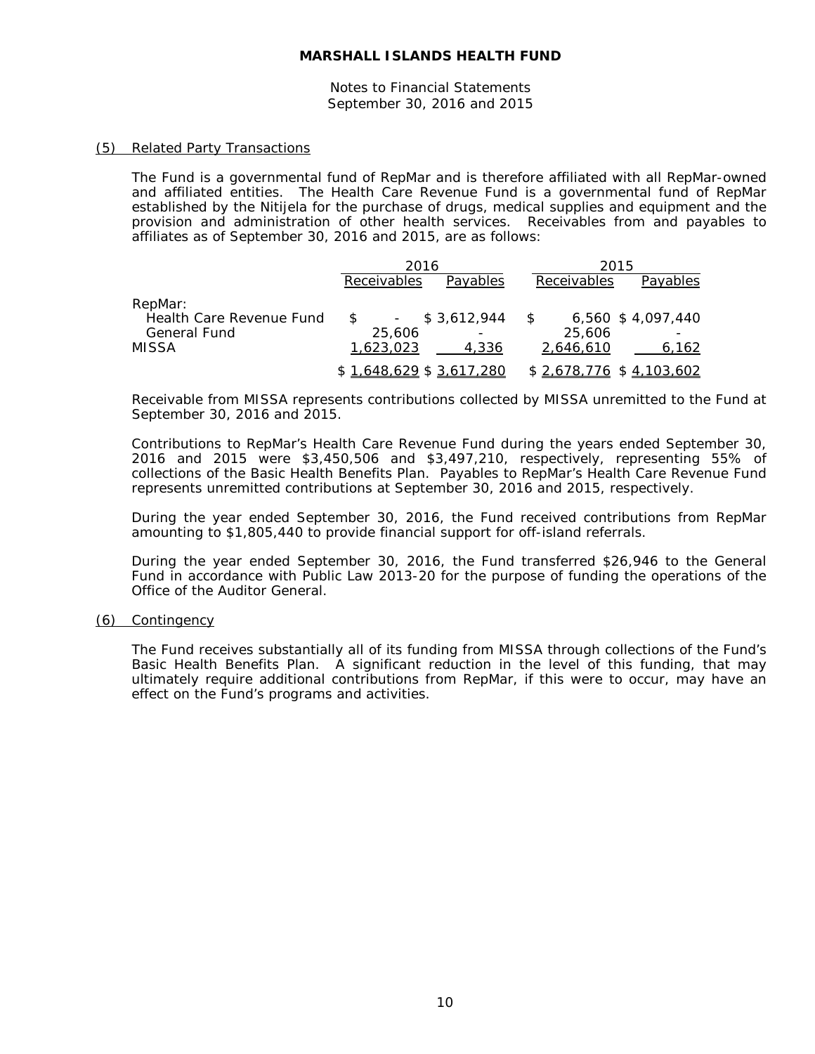**MARSHALL ISLANDS HEALTH FUND**

Notes to Financial Statements
September 30, 2016 and 2015

(5) Related Party Transactions

The Fund is a governmental fund of RepMar and is therefore affiliated with all RepMar-owned and affiliated entities. The Health Care Revenue Fund is a governmental fund of RepMar established by the Nitijela for the purchase of drugs, medical supplies and equipment and the provision and administration of other health services. Receivables from and payables to affiliates as of September 30, 2016 and 2015, are as follows:

| | 2016 | | 2015 | |
|---|---|---|---|---|
| | Receivables | Payables | Receivables | Payables |
| RepMar: | | | | |
| Health Care Revenue Fund | $ - | $ 3,612,944 | $ 6,560 | $ 4,097,440 |
| General Fund | 25,606 | - | 25,606 | - |
| MISSA | 1,623,023 | 4,336 | 2,646,610 | 6,162 |
| | $ 1,648,629 | $ 3,617,280 | $ 2,678,776 | $ 4,103,602 |

Receivable from MISSA represents contributions collected by MISSA unremitted to the Fund at September 30, 2016 and 2015.

Contributions to RepMar's Health Care Revenue Fund during the years ended September 30, 2016 and 2015 were $3,450,506 and $3,497,210, respectively, representing 55% of collections of the Basic Health Benefits Plan. Payables to RepMar's Health Care Revenue Fund represents unremitted contributions at September 30, 2016 and 2015, respectively.

During the year ended September 30, 2016, the Fund received contributions from RepMar amounting to $1,805,440 to provide financial support for off-island referrals.

During the year ended September 30, 2016, the Fund transferred $26,946 to the General Fund in accordance with Public Law 2013-20 for the purpose of funding the operations of the Office of the Auditor General.

(6) Contingency

The Fund receives substantially all of its funding from MISSA through collections of the Fund's Basic Health Benefits Plan. A significant reduction in the level of this funding, that may ultimately require additional contributions from RepMar, if this were to occur, may have an effect on the Fund's programs and activities.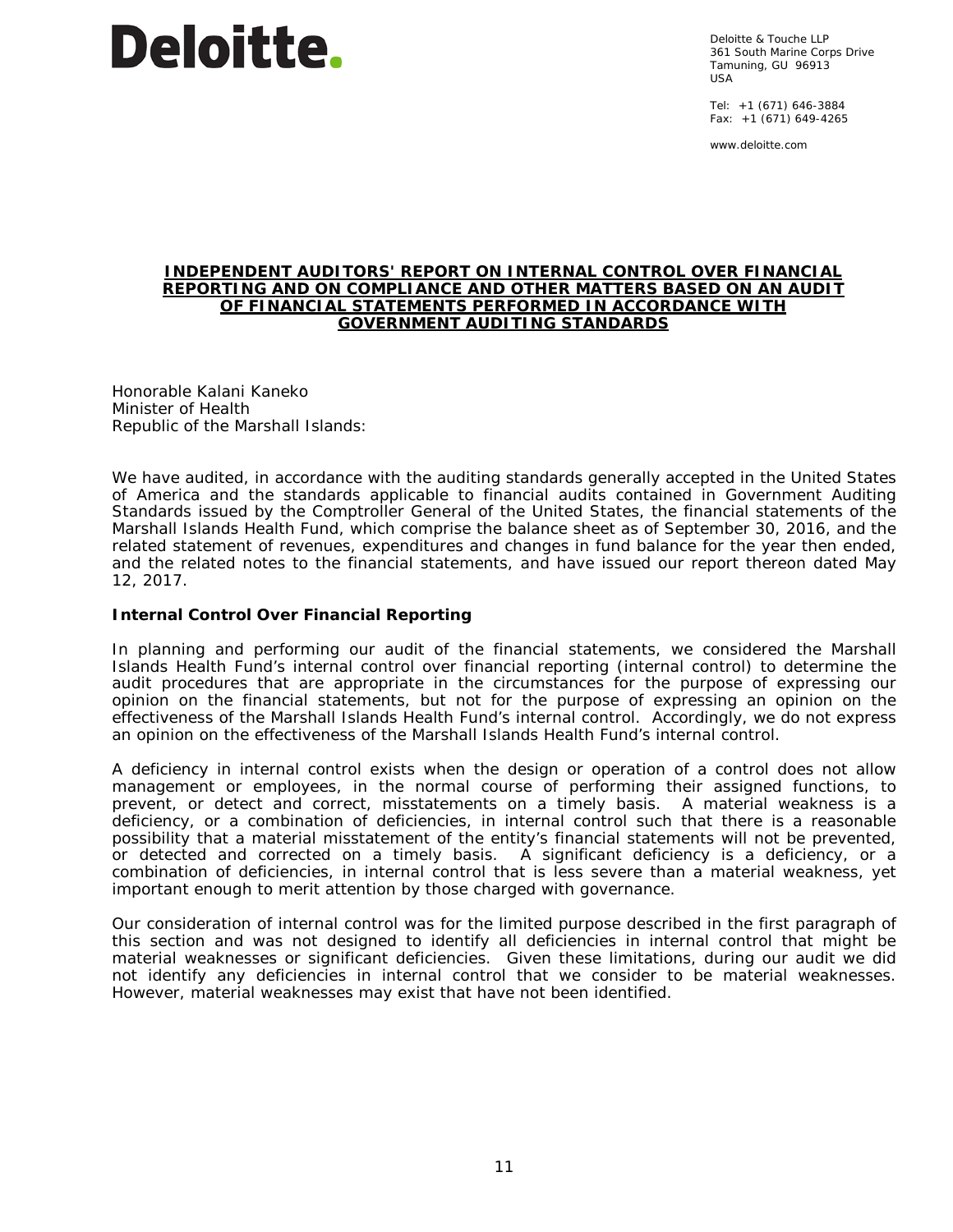**Deloitte.**

Deloitte & Touche LLP
361 South Marine Corps Drive
Tamuning, GU 96913
USA

Tel: +1 (671) 646-3884
Fax: +1 (671) 649-4265

www.deloitte.com

# INDEPENDENT AUDITORS' REPORT ON INTERNAL CONTROL OVER FINANCIAL REPORTING AND ON COMPLIANCE AND OTHER MATTERS BASED ON AN AUDIT OF FINANCIAL STATEMENTS PERFORMED IN ACCORDANCE WITH GOVERNMENT AUDITING STANDARDS

Honorable Kalani Kaneko
Minister of Health
Republic of the Marshall Islands:

We have audited, in accordance with the auditing standards generally accepted in the United States of America and the standards applicable to financial audits contained in Government Auditing Standards issued by the Comptroller General of the United States, the financial statements of the Marshall Islands Health Fund, which comprise the balance sheet as of September 30, 2016, and the related statement of revenues, expenditures and changes in fund balance for the year then ended, and the related notes to the financial statements, and have issued our report thereon dated May 12, 2017.

**Internal Control Over Financial Reporting**

In planning and performing our audit of the financial statements, we considered the Marshall Islands Health Fund's internal control over financial reporting (internal control) to determine the audit procedures that are appropriate in the circumstances for the purpose of expressing our opinion on the financial statements, but not for the purpose of expressing an opinion on the effectiveness of the Marshall Islands Health Fund's internal control. Accordingly, we do not express an opinion on the effectiveness of the Marshall Islands Health Fund's internal control.

A deficiency in internal control exists when the design or operation of a control does not allow management or employees, in the normal course of performing their assigned functions, to prevent, or detect and correct, misstatements on a timely basis. A material weakness is a deficiency, or a combination of deficiencies, in internal control such that there is a reasonable possibility that a material misstatement of the entity's financial statements will not be prevented, or detected and corrected on a timely basis. A significant deficiency is a deficiency, or a combination of deficiencies, in internal control that is less severe than a material weakness, yet important enough to merit attention by those charged with governance.

Our consideration of internal control was for the limited purpose described in the first paragraph of this section and was not designed to identify all deficiencies in internal control that might be material weaknesses or significant deficiencies. Given these limitations, during our audit we did not identify any deficiencies in internal control that we consider to be material weaknesses. However, material weaknesses may exist that have not been identified.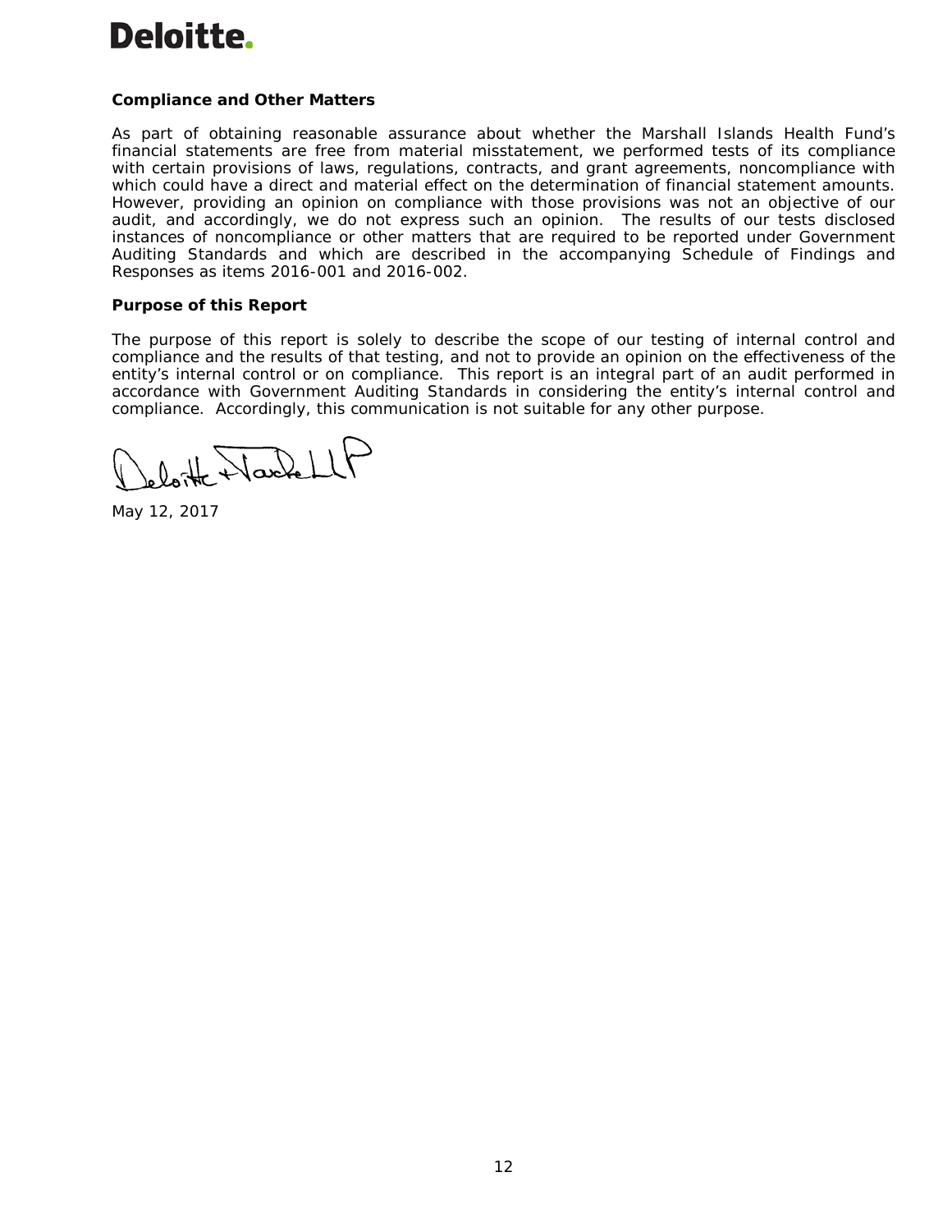**Deloitte.**

**Compliance and Other Matters**

As part of obtaining reasonable assurance about whether the Marshall Islands Health Fund's financial statements are free from material misstatement, we performed tests of its compliance with certain provisions of laws, regulations, contracts, and grant agreements, noncompliance with which could have a direct and material effect on the determination of financial statement amounts. However, providing an opinion on compliance with those provisions was not an objective of our audit, and accordingly, we do not express such an opinion. The results of our tests disclosed instances of noncompliance or other matters that are required to be reported under Government Auditing Standards and which are described in the accompanying Schedule of Findings and Responses as items 2016-001 and 2016-002.

**Purpose of this Report**

The purpose of this report is solely to describe the scope of our testing of internal control and compliance and the results of that testing, and not to provide an opinion on the effectiveness of the entity's internal control or on compliance. This report is an integral part of an audit performed in accordance with Government Auditing Standards in considering the entity's internal control and compliance. Accordingly, this communication is not suitable for any other purpose.

Deloitte + Touche LLP

May 12, 2017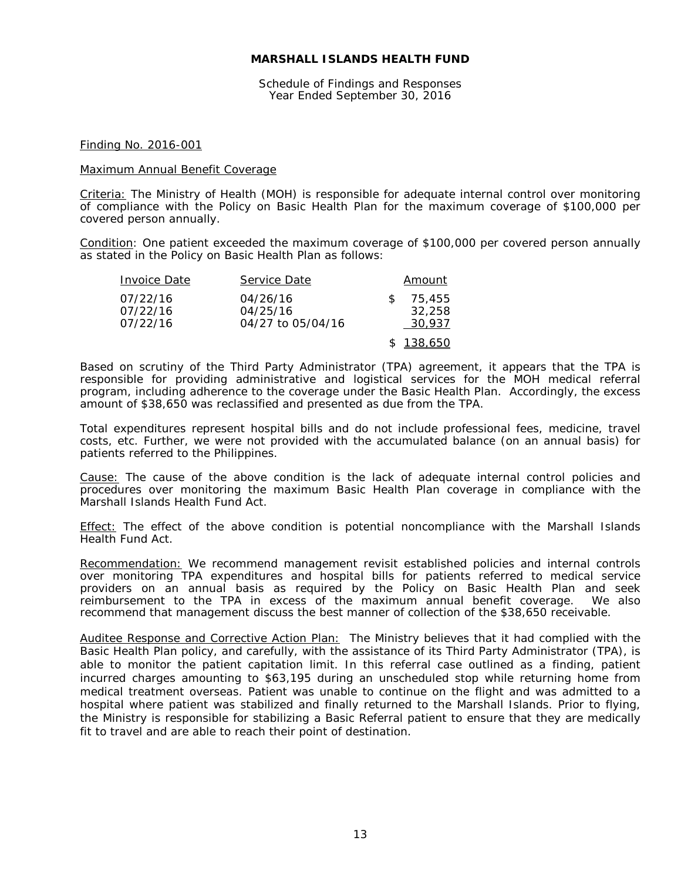**MARSHALL ISLANDS HEALTH FUND**

Schedule of Findings and Responses
Year Ended September 30, 2016

Finding No. 2016-001

Maximum Annual Benefit Coverage

Criteria: The Ministry of Health (MOH) is responsible for adequate internal control over monitoring of compliance with the Policy on Basic Health Plan for the maximum coverage of $100,000 per covered person annually.

Condition: One patient exceeded the maximum coverage of $100,000 per covered person annually as stated in the Policy on Basic Health Plan as follows:

| Invoice Date | Service Date | Amount |
|---|---|---|
| 07/22/16 | 04/26/16 | $ 75,455 |
| 07/22/16 | 04/25/16 | 32,258 |
| 07/22/16 | 04/27 to 05/04/16 | 30,937 |
| | | $ 138,650 |

Based on scrutiny of the Third Party Administrator (TPA) agreement, it appears that the TPA is responsible for providing administrative and logistical services for the MOH medical referral program, including adherence to the coverage under the Basic Health Plan. Accordingly, the excess amount of $38,650 was reclassified and presented as due from the TPA.

Total expenditures represent hospital bills and do not include professional fees, medicine, travel costs, etc. Further, we were not provided with the accumulated balance (on an annual basis) for patients referred to the Philippines.

Cause: The cause of the above condition is the lack of adequate internal control policies and procedures over monitoring the maximum Basic Health Plan coverage in compliance with the Marshall Islands Health Fund Act.

Effect: The effect of the above condition is potential noncompliance with the Marshall Islands Health Fund Act.

Recommendation: We recommend management revisit established policies and internal controls over monitoring TPA expenditures and hospital bills for patients referred to medical service providers on an annual basis as required by the Policy on Basic Health Plan and seek reimbursement to the TPA in excess of the maximum annual benefit coverage. We also recommend that management discuss the best manner of collection of the $38,650 receivable.

Auditee Response and Corrective Action Plan: The Ministry believes that it had complied with the Basic Health Plan policy, and carefully, with the assistance of its Third Party Administrator (TPA), is able to monitor the patient capitation limit. In this referral case outlined as a finding, patient incurred charges amounting to $63,195 during an unscheduled stop while returning home from medical treatment overseas. Patient was unable to continue on the flight and was admitted to a hospital where patient was stabilized and finally returned to the Marshall Islands. Prior to flying, the Ministry is responsible for stabilizing a Basic Referral patient to ensure that they are medically fit to travel and are able to reach their point of destination.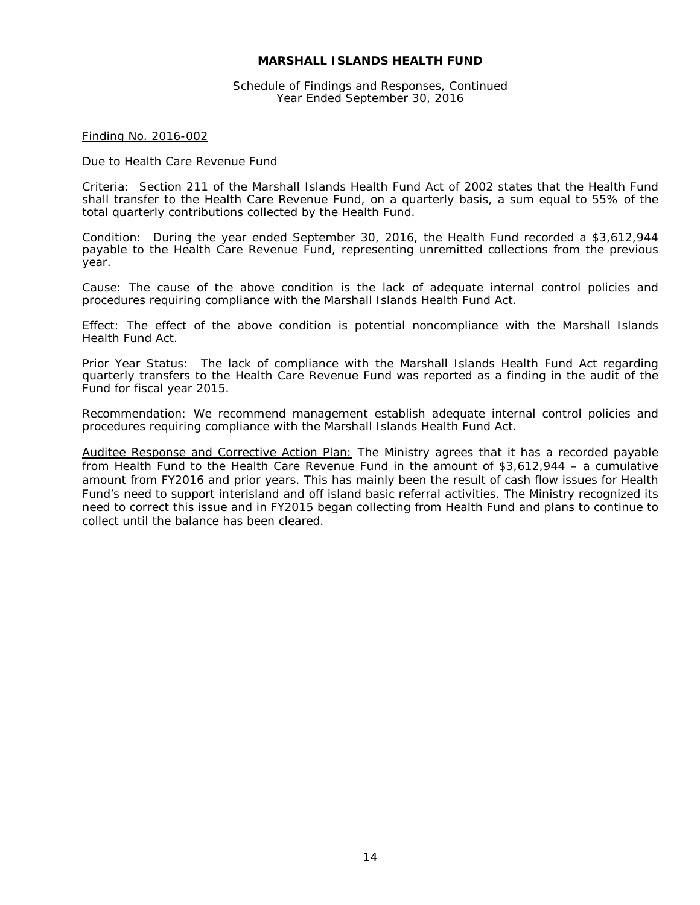**MARSHALL ISLANDS HEALTH FUND**

Schedule of Findings and Responses, Continued
Year Ended September 30, 2016

Finding No. 2016-002

Due to Health Care Revenue Fund

Criteria: Section 211 of the Marshall Islands Health Fund Act of 2002 states that the Health Fund shall transfer to the Health Care Revenue Fund, on a quarterly basis, a sum equal to 55% of the total quarterly contributions collected by the Health Fund.

Condition: During the year ended September 30, 2016, the Health Fund recorded a $3,612,944 payable to the Health Care Revenue Fund, representing unremitted collections from the previous year.

Cause: The cause of the above condition is the lack of adequate internal control policies and procedures requiring compliance with the Marshall Islands Health Fund Act.

Effect: The effect of the above condition is potential noncompliance with the Marshall Islands Health Fund Act.

Prior Year Status: The lack of compliance with the Marshall Islands Health Fund Act regarding quarterly transfers to the Health Care Revenue Fund was reported as a finding in the audit of the Fund for fiscal year 2015.

Recommendation: We recommend management establish adequate internal control policies and procedures requiring compliance with the Marshall Islands Health Fund Act.

Auditee Response and Corrective Action Plan: The Ministry agrees that it has a recorded payable from Health Fund to the Health Care Revenue Fund in the amount of $3,612,944 – a cumulative amount from FY2016 and prior years. This has mainly been the result of cash flow issues for Health Fund's need to support interisland and off island basic referral activities. The Ministry recognized its need to correct this issue and in FY2015 began collecting from Health Fund and plans to continue to collect until the balance has been cleared.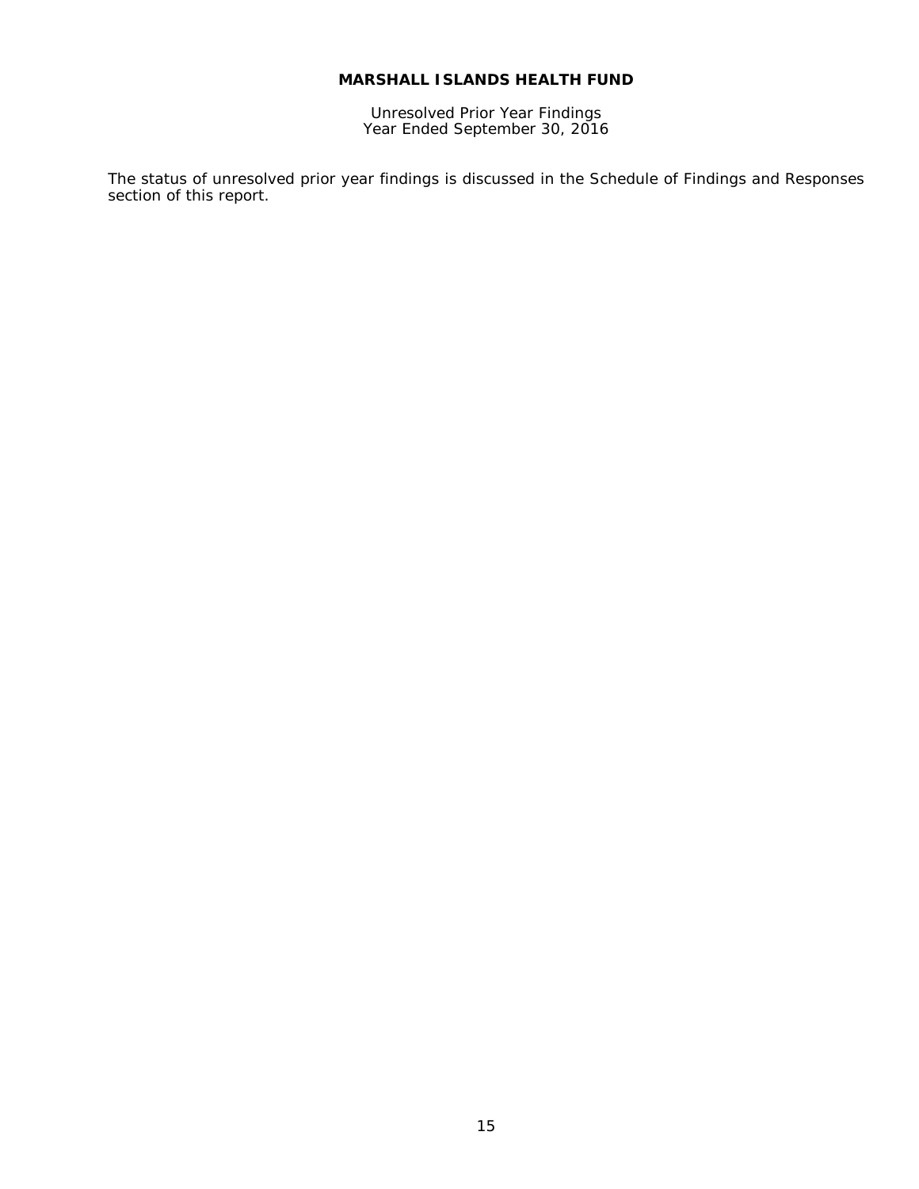# MARSHALL ISLANDS HEALTH FUND

Unresolved Prior Year Findings
Year Ended September 30, 2016

The status of unresolved prior year findings is discussed in the Schedule of Findings and Responses section of this report.